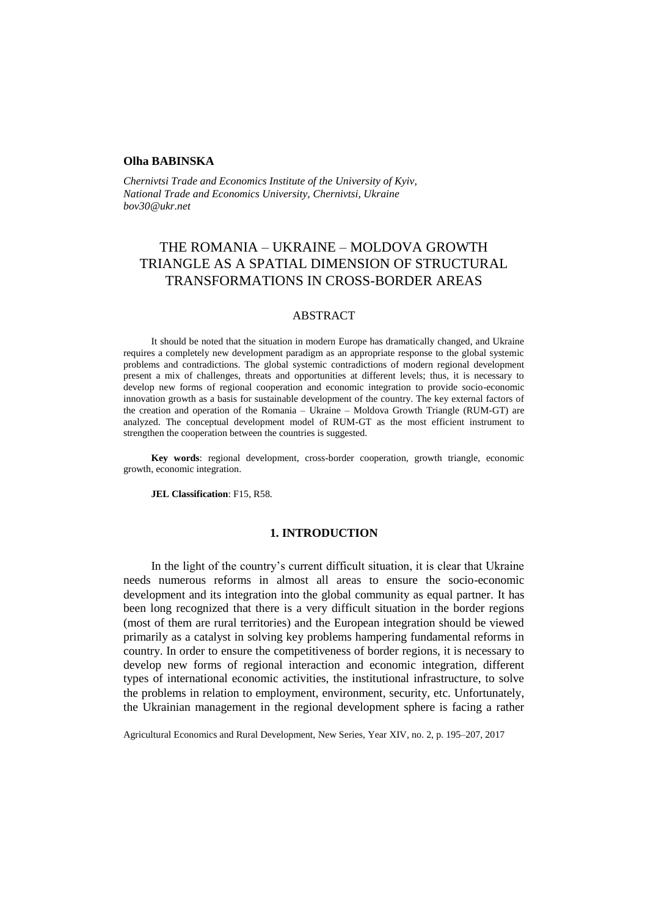**Olha BABINSKA**

*Chernivtsi Trade and Economics Institute of the University of Kyiv, National Trade and Economics University, Chernivtsi, Ukraine*
*bov30@ukr.net*

# THE ROMANIA – UKRAINE – MOLDOVA GROWTH TRIANGLE AS A SPATIAL DIMENSION OF STRUCTURAL TRANSFORMATIONS IN CROSS-BORDER AREAS

## ABSTRACT

It should be noted that the situation in modern Europe has dramatically changed, and Ukraine requires a completely new development paradigm as an appropriate response to the global systemic problems and contradictions. The global systemic contradictions of modern regional development present a mix of challenges, threats and opportunities at different levels; thus, it is necessary to develop new forms of regional cooperation and economic integration to provide socio-economic innovation growth as a basis for sustainable development of the country. The key external factors of the creation and operation of the Romania – Ukraine – Moldova Growth Triangle (RUM-GT) are analyzed. The conceptual development model of RUM-GT as the most efficient instrument to strengthen the cooperation between the countries is suggested.

**Key words**: regional development, cross-border cooperation, growth triangle, economic growth, economic integration.

**JEL Classification**: F15, R58.

## 1. INTRODUCTION

In the light of the country's current difficult situation, it is clear that Ukraine needs numerous reforms in almost all areas to ensure the socio-economic development and its integration into the global community as equal partner. It has been long recognized that there is a very difficult situation in the border regions (most of them are rural territories) and the European integration should be viewed primarily as a catalyst in solving key problems hampering fundamental reforms in country. In order to ensure the competitiveness of border regions, it is necessary to develop new forms of regional interaction and economic integration, different types of international economic activities, the institutional infrastructure, to solve the problems in relation to employment, environment, security, etc. Unfortunately, the Ukrainian management in the regional development sphere is facing a rather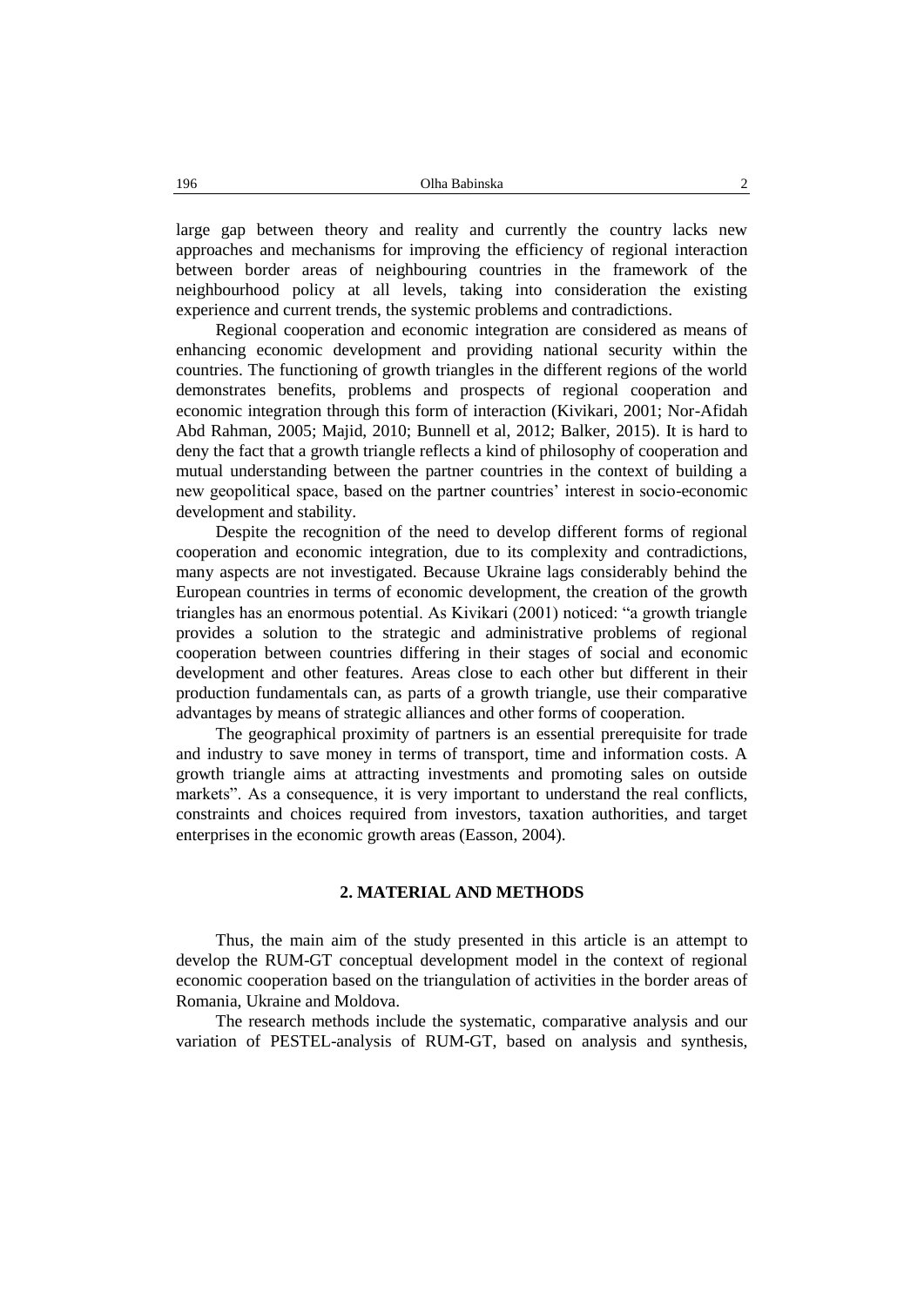large gap between theory and reality and currently the country lacks new approaches and mechanisms for improving the efficiency of regional interaction between border areas of neighbouring countries in the framework of the neighbourhood policy at all levels, taking into consideration the existing experience and current trends, the systemic problems and contradictions.

Regional cooperation and economic integration are considered as means of enhancing economic development and providing national security within the countries. The functioning of growth triangles in the different regions of the world demonstrates benefits, problems and prospects of regional cooperation and economic integration through this form of interaction (Kivikari, 2001; Nor-Afidah Abd Rahman, 2005; Majid, 2010; Bunnell et al, 2012; Balker, 2015). It is hard to deny the fact that a growth triangle reflects a kind of philosophy of cooperation and mutual understanding between the partner countries in the context of building a new geopolitical space, based on the partner countries' interest in socio-economic development and stability.

Despite the recognition of the need to develop different forms of regional cooperation and economic integration, due to its complexity and contradictions, many aspects are not investigated. Because Ukraine lags considerably behind the European countries in terms of economic development, the creation of the growth triangles has an enormous potential. As Kivikari (2001) noticed: "a growth triangle provides a solution to the strategic and administrative problems of regional cooperation between countries differing in their stages of social and economic development and other features. Areas close to each other but different in their production fundamentals can, as parts of a growth triangle, use their comparative advantages by means of strategic alliances and other forms of cooperation.

The geographical proximity of partners is an essential prerequisite for trade and industry to save money in terms of transport, time and information costs. A growth triangle aims at attracting investments and promoting sales on outside markets". As a consequence, it is very important to understand the real conflicts, constraints and choices required from investors, taxation authorities, and target enterprises in the economic growth areas (Easson, 2004).

## 2. MATERIAL AND METHODS

Thus, the main aim of the study presented in this article is an attempt to develop the RUM-GT conceptual development model in the context of regional economic cooperation based on the triangulation of activities in the border areas of Romania, Ukraine and Moldova.

The research methods include the systematic, comparative analysis and our variation of PESTEL-analysis of RUM-GT, based on analysis and synthesis,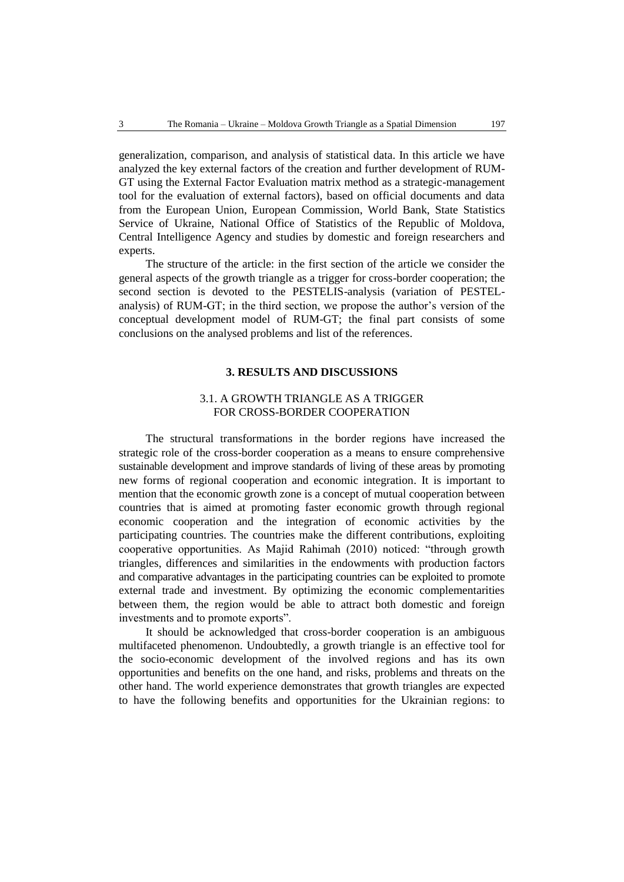generalization, comparison, and analysis of statistical data. In this article we have analyzed the key external factors of the creation and further development of RUM-GT using the External Factor Evaluation matrix method as a strategic-management tool for the evaluation of external factors), based on official documents and data from the European Union, European Commission, World Bank, State Statistics Service of Ukraine, National Office of Statistics of the Republic of Moldova, Central Intelligence Agency and studies by domestic and foreign researchers and experts.

The structure of the article: in the first section of the article we consider the general aspects of the growth triangle as a trigger for cross-border cooperation; the second section is devoted to the PESTELIS-analysis (variation of PESTEL-analysis) of RUM-GT; in the third section, we propose the author's version of the conceptual development model of RUM-GT; the final part consists of some conclusions on the analysed problems and list of the references.

## 3. RESULTS AND DISCUSSIONS

### 3.1. A GROWTH TRIANGLE AS A TRIGGER FOR CROSS-BORDER COOPERATION

The structural transformations in the border regions have increased the strategic role of the cross-border cooperation as a means to ensure comprehensive sustainable development and improve standards of living of these areas by promoting new forms of regional cooperation and economic integration. It is important to mention that the economic growth zone is a concept of mutual cooperation between countries that is aimed at promoting faster economic growth through regional economic cooperation and the integration of economic activities by the participating countries. The countries make the different contributions, exploiting cooperative opportunities. As Majid Rahimah (2010) noticed: "through growth triangles, differences and similarities in the endowments with production factors and comparative advantages in the participating countries can be exploited to promote external trade and investment. By optimizing the economic complementarities between them, the region would be able to attract both domestic and foreign investments and to promote exports".

It should be acknowledged that cross-border cooperation is an ambiguous multifaceted phenomenon. Undoubtedly, a growth triangle is an effective tool for the socio-economic development of the involved regions and has its own opportunities and benefits on the one hand, and risks, problems and threats on the other hand. The world experience demonstrates that growth triangles are expected to have the following benefits and opportunities for the Ukrainian regions: to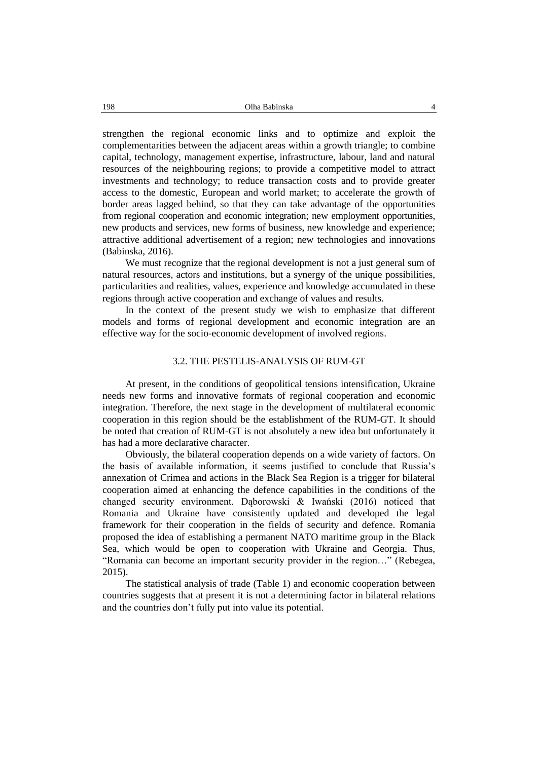strengthen the regional economic links and to optimize and exploit the complementarities between the adjacent areas within a growth triangle; to combine capital, technology, management expertise, infrastructure, labour, land and natural resources of the neighbouring regions; to provide a competitive model to attract investments and technology; to reduce transaction costs and to provide greater access to the domestic, European and world market; to accelerate the growth of border areas lagged behind, so that they can take advantage of the opportunities from regional cooperation and economic integration; new employment opportunities, new products and services, new forms of business, new knowledge and experience; attractive additional advertisement of a region; new technologies and innovations (Babinska, 2016).

We must recognize that the regional development is not a just general sum of natural resources, actors and institutions, but a synergy of the unique possibilities, particularities and realities, values, experience and knowledge accumulated in these regions through active cooperation and exchange of values and results.

In the context of the present study we wish to emphasize that different models and forms of regional development and economic integration are an effective way for the socio-economic development of involved regions.

### 3.2. THE PESTELIS-ANALYSIS OF RUM-GT

At present, in the conditions of geopolitical tensions intensification, Ukraine needs new forms and innovative formats of regional cooperation and economic integration. Therefore, the next stage in the development of multilateral economic cooperation in this region should be the establishment of the RUM-GT. It should be noted that creation of RUM-GT is not absolutely a new idea but unfortunately it has had a more declarative character.

Obviously, the bilateral cooperation depends on a wide variety of factors. On the basis of available information, it seems justified to conclude that Russia's annexation of Crimea and actions in the Black Sea Region is a trigger for bilateral cooperation aimed at enhancing the defence capabilities in the conditions of the changed security environment. Dąborowski & Iwański (2016) noticed that Romania and Ukraine have consistently updated and developed the legal framework for their cooperation in the fields of security and defence. Romania proposed the idea of establishing a permanent NATO maritime group in the Black Sea, which would be open to cooperation with Ukraine and Georgia. Thus, "Romania can become an important security provider in the region…" (Rebegea, 2015).

The statistical analysis of trade (Table 1) and economic cooperation between countries suggests that at present it is not a determining factor in bilateral relations and the countries don't fully put into value its potential.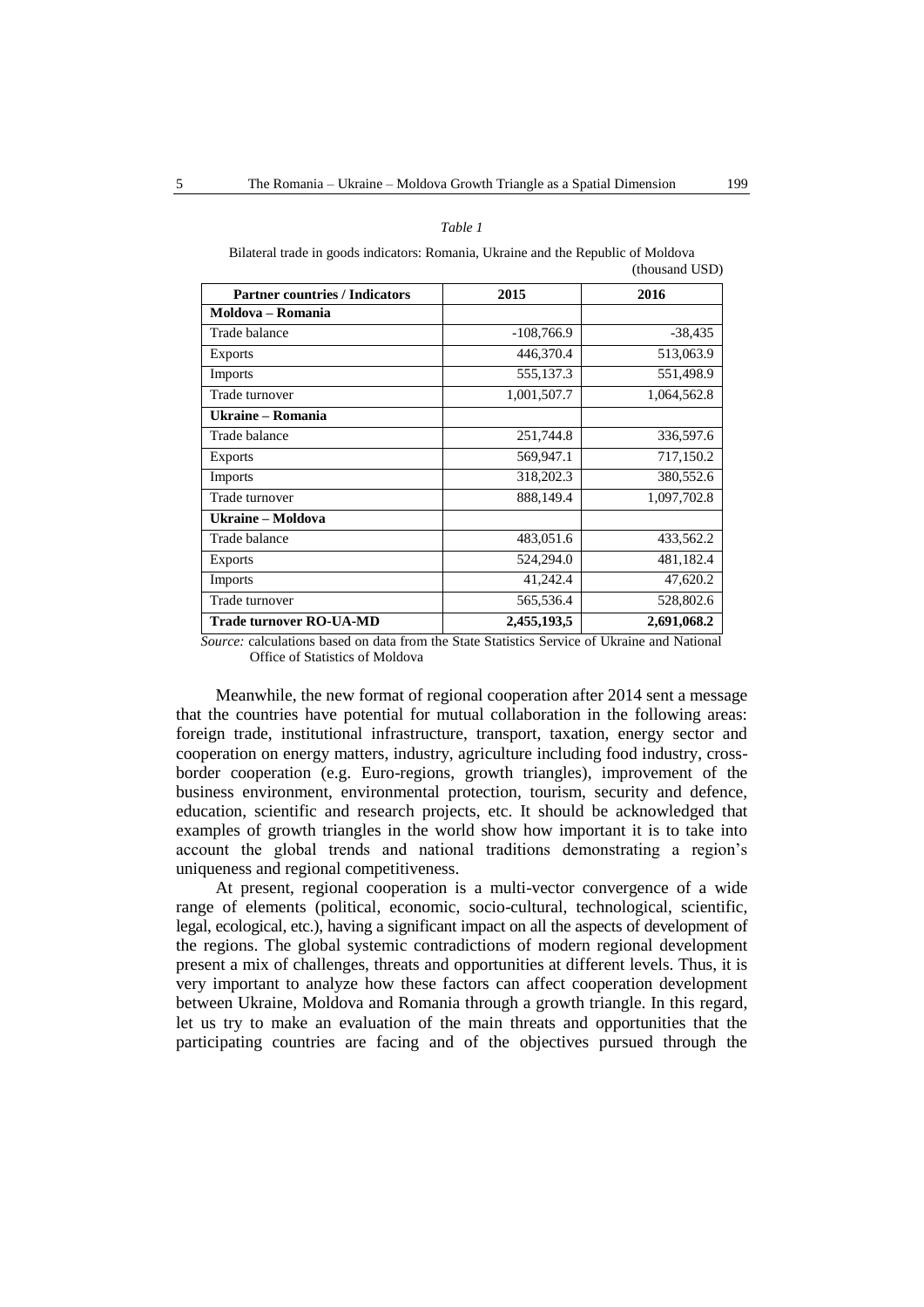*Table 1*

Bilateral trade in goods indicators: Romania, Ukraine and the Republic of Moldova

(thousand USD)

| Partner countries / Indicators | 2015 | 2016 |
|---|---|---|
| **Moldova – Romania** | | |
| Trade balance | -108,766.9 | -38,435 |
| Exports | 446,370.4 | 513,063.9 |
| Imports | 555,137.3 | 551,498.9 |
| Trade turnover | 1,001,507.7 | 1,064,562.8 |
| **Ukraine – Romania** | | |
| Trade balance | 251,744.8 | 336,597.6 |
| Exports | 569,947.1 | 717,150.2 |
| Imports | 318,202.3 | 380,552.6 |
| Trade turnover | 888,149.4 | 1,097,702.8 |
| **Ukraine – Moldova** | | |
| Trade balance | 483,051.6 | 433,562.2 |
| Exports | 524,294.0 | 481,182.4 |
| Imports | 41,242.4 | 47,620.2 |
| Trade turnover | 565,536.4 | 528,802.6 |
| **Trade turnover RO-UA-MD** | **2,455,193,5** | **2,691,068.2** |

*Source:* calculations based on data from the State Statistics Service of Ukraine and National Office of Statistics of Moldova

Meanwhile, the new format of regional cooperation after 2014 sent a message that the countries have potential for mutual collaboration in the following areas: foreign trade, institutional infrastructure, transport, taxation, energy sector and cooperation on energy matters, industry, agriculture including food industry, cross-border cooperation (e.g. Euro-regions, growth triangles), improvement of the business environment, environmental protection, tourism, security and defence, education, scientific and research projects, etc. It should be acknowledged that examples of growth triangles in the world show how important it is to take into account the global trends and national traditions demonstrating a region's uniqueness and regional competitiveness.

At present, regional cooperation is a multi-vector convergence of a wide range of elements (political, economic, socio-cultural, technological, scientific, legal, ecological, etc.), having a significant impact on all the aspects of development of the regions. The global systemic contradictions of modern regional development present a mix of challenges, threats and opportunities at different levels. Thus, it is very important to analyze how these factors can affect cooperation development between Ukraine, Moldova and Romania through a growth triangle. In this regard, let us try to make an evaluation of the main threats and opportunities that the participating countries are facing and of the objectives pursued through the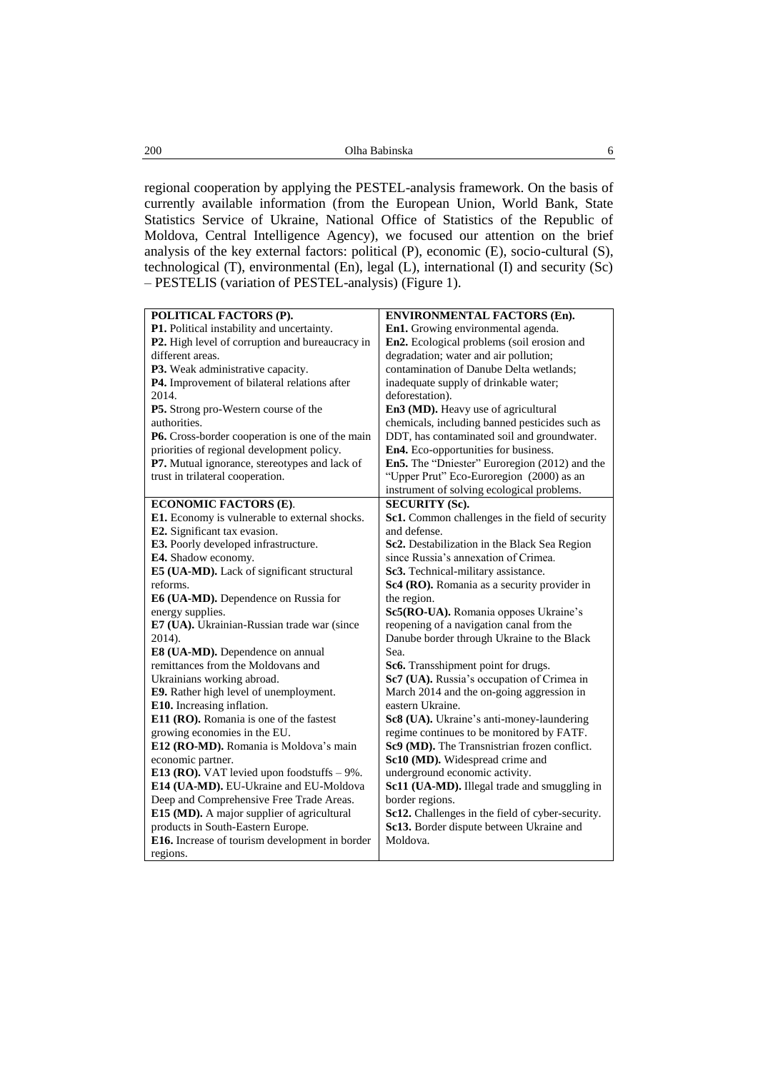regional cooperation by applying the PESTEL-analysis framework. On the basis of currently available information (from the European Union, World Bank, State Statistics Service of Ukraine, National Office of Statistics of the Republic of Moldova, Central Intelligence Agency), we focused our attention on the brief analysis of the key external factors: political (P), economic (E), socio-cultural (S), technological (T), environmental (En), legal (L), international (I) and security (Sc) – PESTELIS (variation of PESTEL-analysis) (Figure 1).

| | |
|---|---|
| **POLITICAL FACTORS (P).**<br>**P1.** Political instability and uncertainty.<br>**P2.** High level of corruption and bureaucracy in different areas.<br>**P3.** Weak administrative capacity.<br>**P4.** Improvement of bilateral relations after 2014.<br>**P5.** Strong pro-Western course of the authorities.<br>**P6.** Cross-border cooperation is one of the main priorities of regional development policy.<br>**P7.** Mutual ignorance, stereotypes and lack of trust in trilateral cooperation. | **ENVIRONMENTAL FACTORS (En).**<br>**En1.** Growing environmental agenda.<br>**En2.** Ecological problems (soil erosion and degradation; water and air pollution; contamination of Danube Delta wetlands; inadequate supply of drinkable water; deforestation).<br>**En3 (MD).** Heavy use of agricultural chemicals, including banned pesticides such as DDT, has contaminated soil and groundwater.<br>**En4.** Eco-opportunities for business.<br>**En5.** The "Dniester" Euroregion (2012) and the "Upper Prut" Eco-Euroregion (2000) as an instrument of solving ecological problems. |
| **ECONOMIC FACTORS (E).**<br>**E1.** Economy is vulnerable to external shocks.<br>**E2.** Significant tax evasion.<br>**E3.** Poorly developed infrastructure.<br>**E4.** Shadow economy.<br>**E5 (UA-MD).** Lack of significant structural reforms.<br>**E6 (UA-MD).** Dependence on Russia for energy supplies.<br>**E7 (UA).** Ukrainian-Russian trade war (since 2014).<br>**E8 (UA-MD).** Dependence on annual remittances from the Moldovans and Ukrainians working abroad.<br>**E9.** Rather high level of unemployment.<br>**E10.** Increasing inflation.<br>**E11 (RO).** Romania is one of the fastest growing economies in the EU.<br>**E12 (RO-MD).** Romania is Moldova's main economic partner.<br>**E13 (RO).** VAT levied upon foodstuffs – 9%.<br>**E14 (UA-MD).** EU-Ukraine and EU-Moldova Deep and Comprehensive Free Trade Areas.<br>**E15 (MD).** A major supplier of agricultural products in South-Eastern Europe.<br>**E16.** Increase of tourism development in border regions. | **SECURITY (Sc).**<br>**Sc1.** Common challenges in the field of security and defense.<br>**Sc2.** Destabilization in the Black Sea Region since Russia's annexation of Crimea.<br>**Sc3.** Technical-military assistance.<br>**Sc4 (RO).** Romania as a security provider in the region.<br>**Sc5(RO-UA).** Romania opposes Ukraine's reopening of a navigation canal from the Danube border through Ukraine to the Black Sea.<br>**Sc6.** Transshipment point for drugs.<br>**Sc7 (UA).** Russia's occupation of Crimea in March 2014 and the on-going aggression in eastern Ukraine.<br>**Sc8 (UA).** Ukraine's anti-money-laundering regime continues to be monitored by FATF.<br>**Sc9 (MD).** The Transnistrian frozen conflict.<br>**Sc10 (MD).** Widespread crime and underground economic activity.<br>**Sc11 (UA-MD).** Illegal trade and smuggling in border regions.<br>**Sc12.** Challenges in the field of cyber-security.<br>**Sc13.** Border dispute between Ukraine and Moldova. |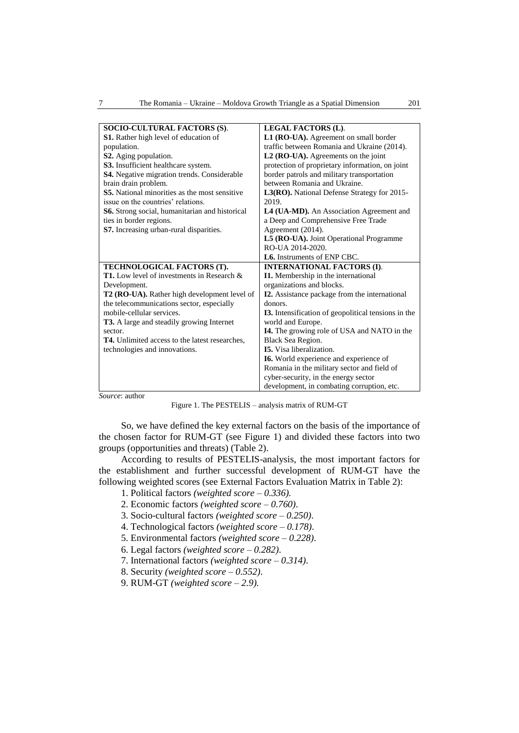| SOCIO-CULTURAL FACTORS (S). | LEGAL FACTORS (L). |
|---|---|
| **S1.** Rather high level of education of population.<br>**S2.** Aging population.<br>**S3.** Insufficient healthcare system.<br>**S4.** Negative migration trends. Considerable brain drain problem.<br>**S5.** National minorities as the most sensitive issue on the countries' relations.<br>**S6.** Strong social, humanitarian and historical ties in border regions.<br>**S7.** Increasing urban-rural disparities. | **L1 (RO-UA).** Agreement on small border traffic between Romania and Ukraine (2014).<br>**L2 (RO-UA).** Agreements on the joint protection of proprietary information, on joint border patrols and military transportation between Romania and Ukraine.<br>**L3(RO).** National Defense Strategy for 2015-2019.<br>**L4 (UA-MD).** An Association Agreement and a Deep and Comprehensive Free Trade Agreement (2014).<br>**L5 (RO-UA).** Joint Operational Programme RO-UA 2014-2020.<br>**L6.** Instruments of ENP CBC. |
| **TECHNOLOGICAL FACTORS (T).** | **INTERNATIONAL FACTORS (I).** |
| **T1.** Low level of investments in Research & Development.<br>**T2 (RO-UA).** Rather high development level of the telecommunications sector, especially mobile-cellular services.<br>**T3.** A large and steadily growing Internet sector.<br>**T4.** Unlimited access to the latest researches, technologies and innovations. | **I1.** Membership in the international organizations and blocks.<br>**I2.** Assistance package from the international donors.<br>**I3.** Intensification of geopolitical tensions in the world and Europe.<br>**I4.** The growing role of USA and NATO in the Black Sea Region.<br>**I5.** Visa liberalization.<br>**I6.** World experience and experience of Romania in the military sector and field of cyber-security, in the energy sector development, in combating corruption, etc. |

*Source*: author

Figure 1. The PESTELIS – analysis matrix of RUM-GT

So, we have defined the key external factors on the basis of the importance of the chosen factor for RUM-GT (see Figure 1) and divided these factors into two groups (opportunities and threats) (Table 2).

According to results of PESTELIS-analysis, the most important factors for the establishment and further successful development of RUM-GT have the following weighted scores (see External Factors Evaluation Matrix in Table 2):

1. Political factors *(weighted score – 0.336).*
2. Economic factors *(weighted score – 0.760)*.
3. Socio-cultural factors *(weighted score – 0.250)*.
4. Technological factors *(weighted score – 0.178)*.
5. Environmental factors *(weighted score – 0.228)*.
6. Legal factors *(weighted score – 0.282)*.
7. International factors *(weighted score – 0.314)*.
8. Security *(weighted score – 0.552)*.
9. RUM-GT *(weighted score – 2.9).*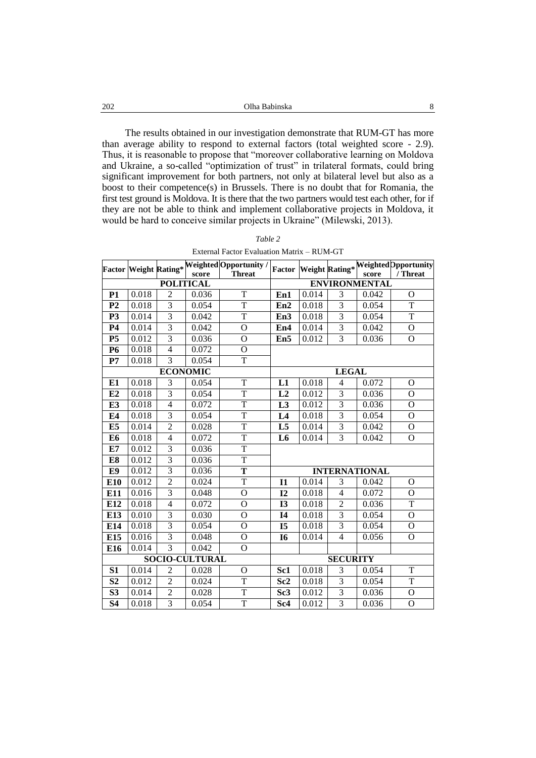The results obtained in our investigation demonstrate that RUM-GT has more than average ability to respond to external factors (total weighted score - 2.9). Thus, it is reasonable to propose that "moreover collaborative learning on Moldova and Ukraine, a so-called "optimization of trust" in trilateral formats, could bring significant improvement for both partners, not only at bilateral level but also as a boost to their competence(s) in Brussels. There is no doubt that for Romania, the first test ground is Moldova. It is there that the two partners would test each other, for if they are not be able to think and implement collaborative projects in Moldova, it would be hard to conceive similar projects in Ukraine" (Milewski, 2013).

*Table 2*

External Factor Evaluation Matrix – RUM-GT

| Factor | Weight | Rating* | Weighted score | Opportunity / Threat | Factor | Weight | Rating* | Weighted score | Opportunity / Threat |
|---|---|---|---|---|---|---|---|---|---|
| **POLITICAL** | | | | | **ENVIRONMENTAL** | | | | |
| **P1** | 0.018 | 2 | 0.036 | T | **En1** | 0.014 | 3 | 0.042 | O |
| **P2** | 0.018 | 3 | 0.054 | T | **En2** | 0.018 | 3 | 0.054 | T |
| **P3** | 0.014 | 3 | 0.042 | T | **En3** | 0.018 | 3 | 0.054 | T |
| **P4** | 0.014 | 3 | 0.042 | O | **En4** | 0.014 | 3 | 0.042 | O |
| **P5** | 0.012 | 3 | 0.036 | O | **En5** | 0.012 | 3 | 0.036 | O |
| **P6** | 0.018 | 4 | 0.072 | O | | | | | |
| **P7** | 0.018 | 3 | 0.054 | T | | | | | |
| **ECONOMIC** | | | | | **LEGAL** | | | | |
| **E1** | 0.018 | 3 | 0.054 | T | **L1** | 0.018 | 4 | 0.072 | O |
| **E2** | 0.018 | 3 | 0.054 | T | **L2** | 0.012 | 3 | 0.036 | O |
| **E3** | 0.018 | 4 | 0.072 | T | **L3** | 0.012 | 3 | 0.036 | O |
| **E4** | 0.018 | 3 | 0.054 | T | **L4** | 0.018 | 3 | 0.054 | O |
| **E5** | 0.014 | 2 | 0.028 | T | **L5** | 0.014 | 3 | 0.042 | O |
| **E6** | 0.018 | 4 | 0.072 | T | **L6** | 0.014 | 3 | 0.042 | O |
| **E7** | 0.012 | 3 | 0.036 | T | | | | | |
| **E8** | 0.012 | 3 | 0.036 | T | | | | | |
| **E9** | 0.012 | 3 | 0.036 | **T** | **INTERNATIONAL** | | | | |
| **E10** | 0.012 | 2 | 0.024 | T | **I1** | 0.014 | 3 | 0.042 | O |
| **E11** | 0.016 | 3 | 0.048 | O | **I2** | 0.018 | 4 | 0.072 | O |
| **E12** | 0.018 | 4 | 0.072 | O | **I3** | 0.018 | 2 | 0.036 | T |
| **E13** | 0.010 | 3 | 0.030 | O | **I4** | 0.018 | 3 | 0.054 | O |
| **E14** | 0.018 | 3 | 0.054 | O | **I5** | 0.018 | 3 | 0.054 | O |
| **E15** | 0.016 | 3 | 0.048 | O | **I6** | 0.014 | 4 | 0.056 | O |
| **E16** | 0.014 | 3 | 0.042 | O | | | | | |
| **SOCIO-CULTURAL** | | | | | **SECURITY** | | | | |
| **S1** | 0.014 | 2 | 0.028 | O | **Sc1** | 0.018 | 3 | 0.054 | T |
| **S2** | 0.012 | 2 | 0.024 | T | **Sc2** | 0.018 | 3 | 0.054 | T |
| **S3** | 0.014 | 2 | 0.028 | T | **Sc3** | 0.012 | 3 | 0.036 | O |
| **S4** | 0.018 | 3 | 0.054 | T | **Sc4** | 0.012 | 3 | 0.036 | O |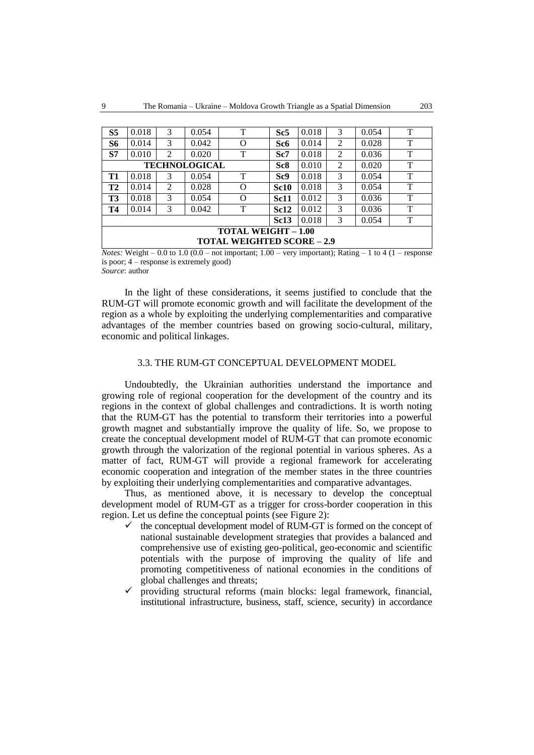| | | | | | | | | | |
|---|---|---|---|---|---|---|---|---|---|
| **S5** | 0.018 | 3 | 0.054 | T | **Sc5** | 0.018 | 3 | 0.054 | T |
| **S6** | 0.014 | 3 | 0.042 | O | **Sc6** | 0.014 | 2 | 0.028 | T |
| **S7** | 0.010 | 2 | 0.020 | T | **Sc7** | 0.018 | 2 | 0.036 | T |
| **TECHNOLOGICAL** | | | | | **Sc8** | 0.010 | 2 | 0.020 | T |
| **T1** | 0.018 | 3 | 0.054 | T | **Sc9** | 0.018 | 3 | 0.054 | T |
| **T2** | 0.014 | 2 | 0.028 | O | **Sc10** | 0.018 | 3 | 0.054 | T |
| **T3** | 0.018 | 3 | 0.054 | O | **Sc11** | 0.012 | 3 | 0.036 | T |
| **T4** | 0.014 | 3 | 0.042 | T | **Sc12** | 0.012 | 3 | 0.036 | T |
| | | | | | **Sc13** | 0.018 | 3 | 0.054 | T |
| **TOTAL WEIGHT – 1.00** **TOTAL WEIGHTED SCORE – 2.9** | | | | | | | | | |

*Notes:* Weight – 0.0 to 1.0 (0.0 – not important; 1.00 – very important); Rating – 1 to 4 (1 – response is poor; 4 – response is extremely good)
*Source*: author

In the light of these considerations, it seems justified to conclude that the RUM-GT will promote economic growth and will facilitate the development of the region as a whole by exploiting the underlying complementarities and comparative advantages of the member countries based on growing socio-cultural, military, economic and political linkages.

### 3.3. THE RUM-GT CONCEPTUAL DEVELOPMENT MODEL

Undoubtedly, the Ukrainian authorities understand the importance and growing role of regional cooperation for the development of the country and its regions in the context of global challenges and contradictions. It is worth noting that the RUM-GT has the potential to transform their territories into a powerful growth magnet and substantially improve the quality of life. So, we propose to create the conceptual development model of RUM-GT that can promote economic growth through the valorization of the regional potential in various spheres. As a matter of fact, RUM-GT will provide a regional framework for accelerating economic cooperation and integration of the member states in the three countries by exploiting their underlying complementarities and comparative advantages.

Thus, as mentioned above, it is necessary to develop the conceptual development model of RUM-GT as a trigger for cross-border cooperation in this region. Let us define the conceptual points (see Figure 2):

- ✓ the conceptual development model of RUM-GT is formed on the concept of national sustainable development strategies that provides a balanced and comprehensive use of existing geo-political, geo-economic and scientific potentials with the purpose of improving the quality of life and promoting competitiveness of national economies in the conditions of global challenges and threats;
- ✓ providing structural reforms (main blocks: legal framework, financial, institutional infrastructure, business, staff, science, security) in accordance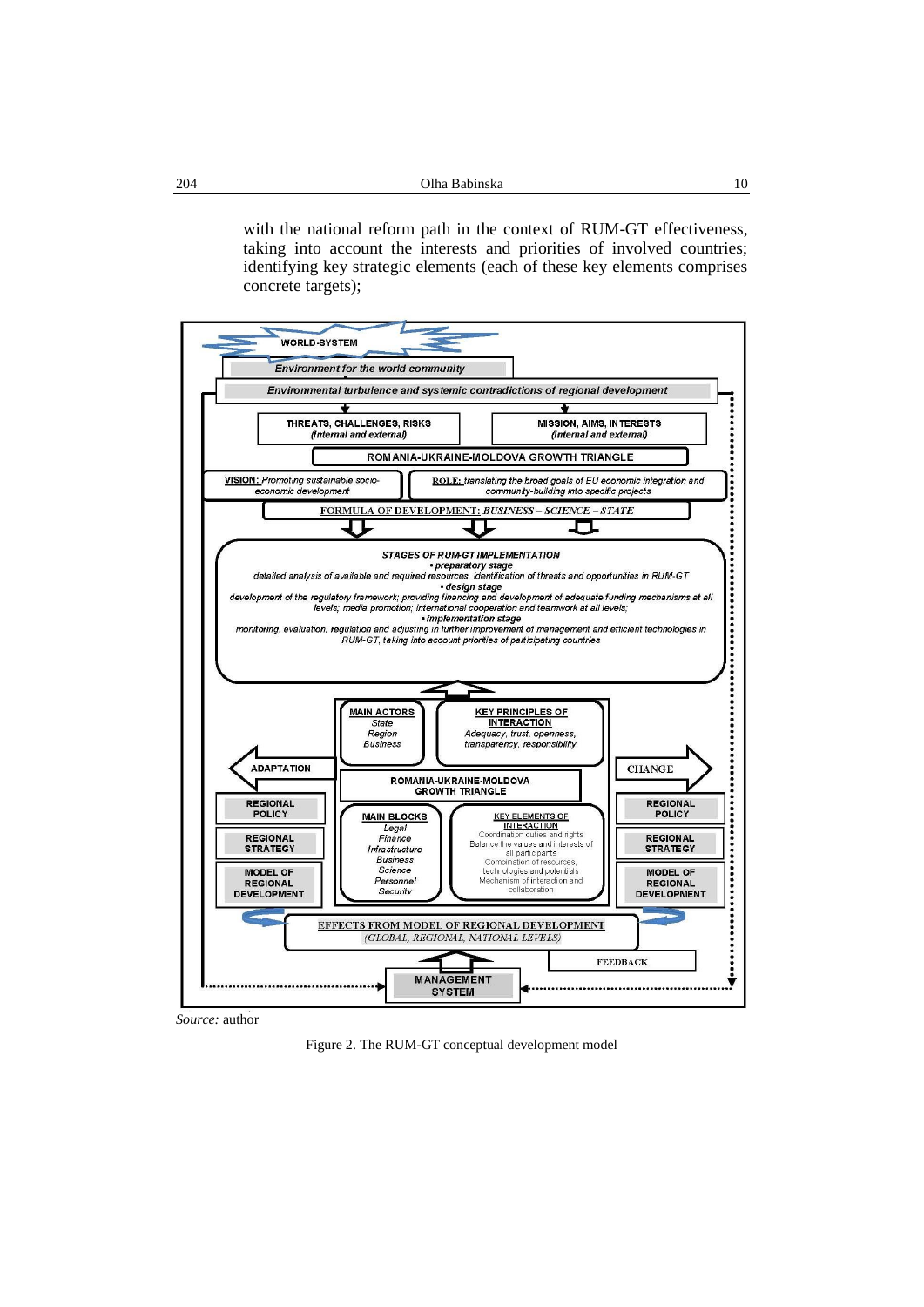with the national reform path in the context of RUM-GT effectiveness, taking into account the interests and priorities of involved countries; identifying key strategic elements (each of these key elements comprises concrete targets);

WORLD-SYSTEM

*Environment for the world community*

*Environmental turbulence and systemic contradictions of regional development*

THREATS, CHALLENGES, RISKS
*(internal and external)*

MISSION, AIMS, INTERESTS
*(internal and external)*

ROMANIA-UKRAINE-MOLDOVA GROWTH TRIANGLE

VISION: *Promoting sustainable socio-economic development*

ROLE: *translating the broad goals of EU economic integration and community-building into specific projects*

FORMULA OF DEVELOPMENT: *BUSINESS – SCIENCE – STATE*

*STAGES OF RUM-GT IMPLEMENTATION*
*• preparatory stage*
*detailed analysis of available and required resources, identification of threats and opportunities in RUM-GT*
*• design stage*
*development of the regulatory framework; providing financing and development of adequate funding mechanisms at all levels; media promotion; international cooperation and teamwork at all levels;*
*• implementation stage*
*monitoring, evaluation, regulation and adjusting in further improvement of management and efficient technologies in RUM-GT, taking into account priorities of participating countries*

MAIN ACTORS
*State*
*Region*
*Business*

KEY PRINCIPLES OF INTERACTION
*Adequacy, trust, openness, transparency, responsibility*

ADAPTATION

CHANGE

ROMANIA-UKRAINE-MOLDOVA GROWTH TRIANGLE

REGIONAL POLICY

REGIONAL STRATEGY

MODEL OF REGIONAL DEVELOPMENT

MAIN BLOCKS
*Legal*
*Finance*
*Infrastructure*
*Business*
*Science*
*Personnel*
*Security*

KEY ELEMENTS OF INTERACTION
Coordination duties and rights
Balance the values and interests of all participants
Combination of resources, technologies and potentials
Mechanism of interaction and collaboration

REGIONAL POLICY

REGIONAL STRATEGY

MODEL OF REGIONAL DEVELOPMENT

EFFECTS FROM MODEL OF REGIONAL DEVELOPMENT
*(GLOBAL, REGIONAL, NATIONAL LEVELS)*

FEEDBACK

MANAGEMENT SYSTEM

*Source:* author

Figure 2. The RUM-GT conceptual development model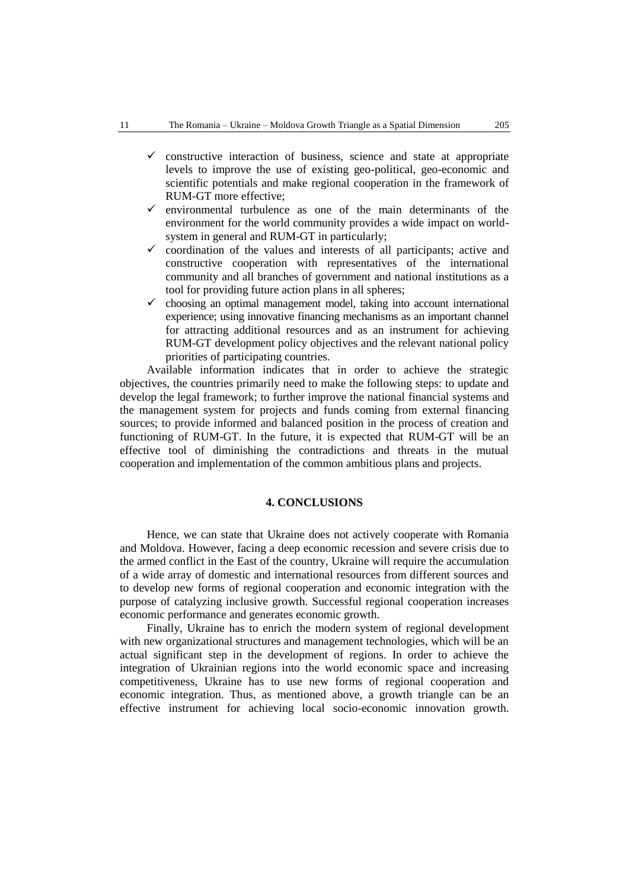- constructive interaction of business, science and state at appropriate levels to improve the use of existing geo-political, geo-economic and scientific potentials and make regional cooperation in the framework of RUM-GT more effective;
- environmental turbulence as one of the main determinants of the environment for the world community provides a wide impact on world-system in general and RUM-GT in particularly;
- coordination of the values and interests of all participants; active and constructive cooperation with representatives of the international community and all branches of government and national institutions as a tool for providing future action plans in all spheres;
- choosing an optimal management model, taking into account international experience; using innovative financing mechanisms as an important channel for attracting additional resources and as an instrument for achieving RUM-GT development policy objectives and the relevant national policy priorities of participating countries.

Available information indicates that in order to achieve the strategic objectives, the countries primarily need to make the following steps: to update and develop the legal framework; to further improve the national financial systems and the management system for projects and funds coming from external financing sources; to provide informed and balanced position in the process of creation and functioning of RUM-GT. In the future, it is expected that RUM-GT will be an effective tool of diminishing the contradictions and threats in the mutual cooperation and implementation of the common ambitious plans and projects.

## 4. CONCLUSIONS

Hence, we can state that Ukraine does not actively cooperate with Romania and Moldova. However, facing a deep economic recession and severe crisis due to the armed conflict in the East of the country, Ukraine will require the accumulation of a wide array of domestic and international resources from different sources and to develop new forms of regional cooperation and economic integration with the purpose of catalyzing inclusive growth. Successful regional cooperation increases economic performance and generates economic growth.

Finally, Ukraine has to enrich the modern system of regional development with new organizational structures and management technologies, which will be an actual significant step in the development of regions. In order to achieve the integration of Ukrainian regions into the world economic space and increasing competitiveness, Ukraine has to use new forms of regional cooperation and economic integration. Thus, as mentioned above, a growth triangle can be an effective instrument for achieving local socio-economic innovation growth.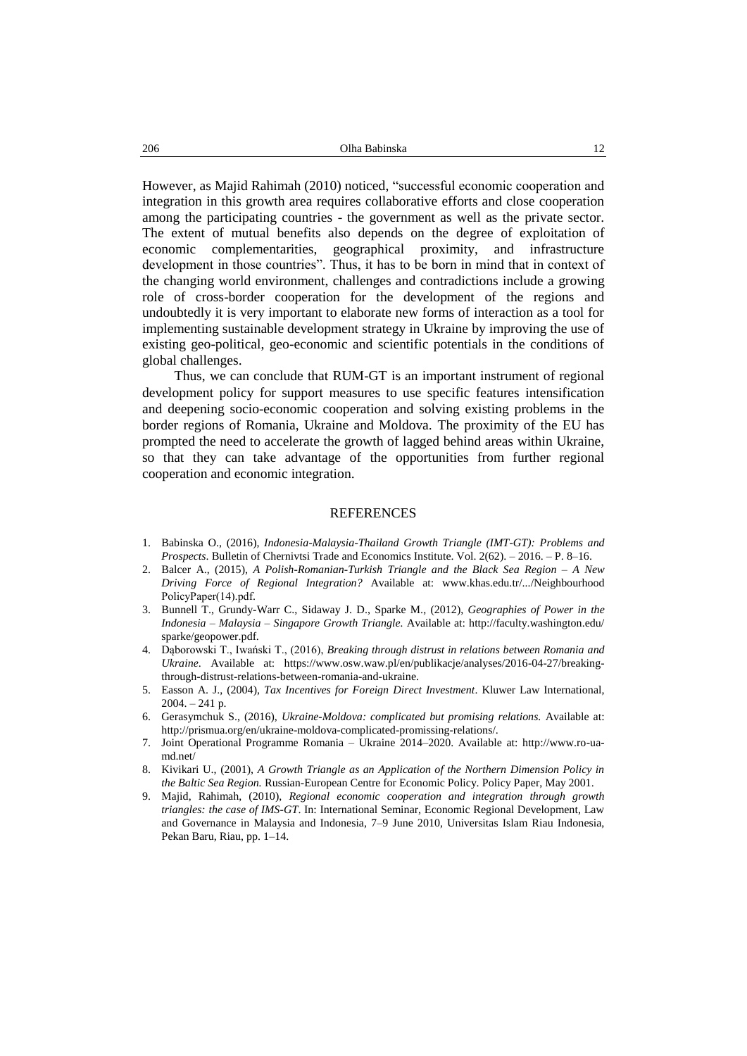However, as Majid Rahimah (2010) noticed, "successful economic cooperation and integration in this growth area requires collaborative efforts and close cooperation among the participating countries - the government as well as the private sector. The extent of mutual benefits also depends on the degree of exploitation of economic complementarities, geographical proximity, and infrastructure development in those countries". Thus, it has to be born in mind that in context of the changing world environment, challenges and contradictions include a growing role of cross-border cooperation for the development of the regions and undoubtedly it is very important to elaborate new forms of interaction as a tool for implementing sustainable development strategy in Ukraine by improving the use of existing geo-political, geo-economic and scientific potentials in the conditions of global challenges.

Thus, we can conclude that RUM-GT is an important instrument of regional development policy for support measures to use specific features intensification and deepening socio-economic cooperation and solving existing problems in the border regions of Romania, Ukraine and Moldova. The proximity of the EU has prompted the need to accelerate the growth of lagged behind areas within Ukraine, so that they can take advantage of the opportunities from further regional cooperation and economic integration.

## REFERENCES

1. Babinska O., (2016), *Indonesia-Malaysia-Thailand Growth Triangle (IMT-GT): Problems and Prospects*. Bulletin of Chernivtsi Trade and Economics Institute. Vol. 2(62). – 2016. – P. 8–16.
2. Balcer A., (2015), *A Polish-Romanian-Turkish Triangle and the Black Sea Region – A New Driving Force of Regional Integration?* Available at: www.khas.edu.tr/.../Neighbourhood PolicyPaper(14).pdf.
3. Bunnell T., Grundy-Warr C., Sidaway J. D., Sparke M., (2012), *Geographies of Power in the Indonesia – Malaysia – Singapore Growth Triangle.* Available at: http://faculty.washington.edu/sparke/geopower.pdf.
4. Dąborowski T., Iwański T., (2016), *Breaking through distrust in relations between Romania and Ukraine*. Available at: https://www.osw.waw.pl/en/publikacje/analyses/2016-04-27/breaking-through-distrust-relations-between-romania-and-ukraine.
5. Easson A. J., (2004), *Tax Incentives for Foreign Direct Investment*. Kluwer Law International, 2004. – 241 p.
6. Gerasymchuk S., (2016), *Ukraine-Moldova: complicated but promising relations.* Available at: http://prismua.org/en/ukraine-moldova-complicated-promissing-relations/.
7. Joint Operational Programme Romania – Ukraine 2014–2020. Available at: http://www.ro-ua-md.net/
8. Kivikari U., (2001), *A Growth Triangle as an Application of the Northern Dimension Policy in the Baltic Sea Region.* Russian-European Centre for Economic Policy. Policy Paper, May 2001.
9. Majid, Rahimah, (2010), *Regional economic cooperation and integration through growth triangles: the case of IMS-GT*. In: International Seminar, Economic Regional Development, Law and Governance in Malaysia and Indonesia, 7–9 June 2010, Universitas Islam Riau Indonesia, Pekan Baru, Riau, pp. 1–14.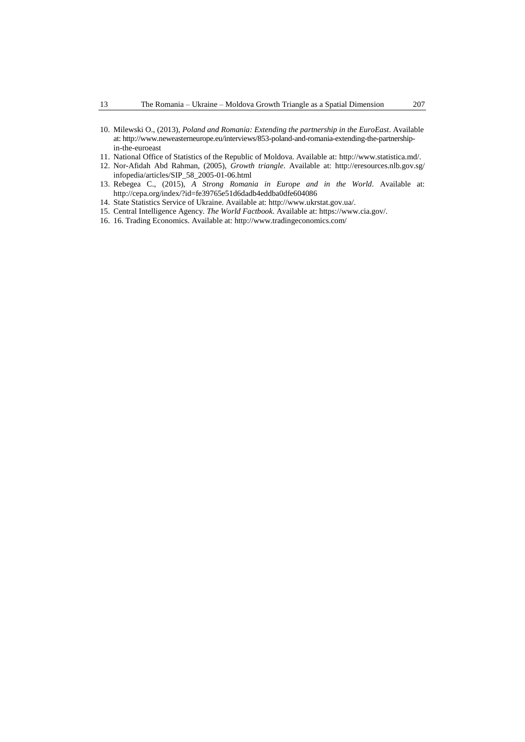10. Milewski O., (2013), *Poland and Romania: Extending the partnership in the EuroEast*. Available at: http://www.neweasterneurope.eu/interviews/853-poland-and-romania-extending-the-partnership-in-the-euroeast
11. National Office of Statistics of the Republic of Moldova. Available at: http://www.statistica.md/.
12. Nor-Afidah Abd Rahman, (2005), *Growth triangle*. Available at: http://eresources.nlb.gov.sg/infopedia/articles/SIP_58_2005-01-06.html
13. Rebegea C., (2015), *A Strong Romania in Europe and in the World*. Available at: http://cepa.org/index/?id=fe39765e51d6dadb4eddba0dfe604086
14. State Statistics Service of Ukraine. Available at: http://www.ukrstat.gov.ua/.
15. Central Intelligence Agency. *The World Factbook*. Available at: https://www.cia.gov/.
16. 16. Trading Economics. Available at: http://www.tradingeconomics.com/